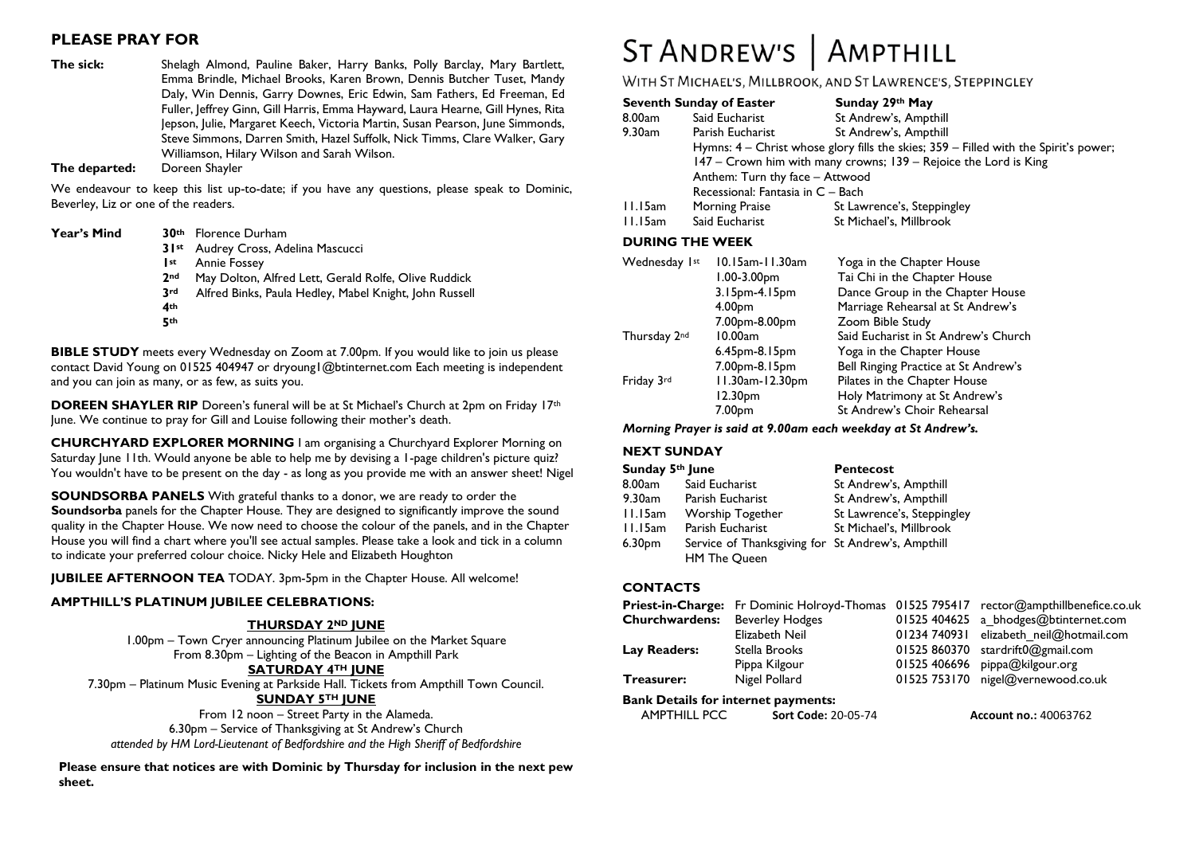## PLEASE PRAY FOR

**The sick:** Shelagh Almond, Pauline Baker, Harry Banks, Polly Barclay, Mary Bartlett, Emma Brindle, Michael Brooks, Karen Brown, Dennis Butcher Tuset, Mandy Daly, Win Dennis, Garry Downes, Eric Edwin, Sam Fathers, Ed Freeman, Ed Fuller, Jeffrey Ginn, Gill Harris, Emma Hayward, Laura Hearne, Gill Hynes, Rita Jepson, Julie, Margaret Keech, Victoria Martin, Susan Pearson, June Simmonds, Steve Simmons, Darren Smith, Hazel Suffolk, Nick Timms, Clare Walker, Gary Williamson, Hilary Wilson and Sarah Wilson.

**The departed:** Doreen Shayler

We endeavour to keep this list up-to-date; if you have any questions, please speak to Dominic, Beverley, Liz or one of the readers.

**Year's Mind**

- **30th** Florence Durham
- **31st** Audrey Cross, Adelina Mascucci
- **1st** Annie Fossey
- **2nd** May Dolton, Alfred Lett, Gerald Rolfe, Olive Ruddick
- **3rd** Alfred Binks, Paula Hedley, Mabel Knight, John Russell
- **4th**
- **5th**

**BIBLE STUDY** meets every Wednesday on Zoom at 7.00pm. If you would like to join us please contact David Young on 01525 404947 or dryoung1@btinternet.com Each meeting is independent and you can join as many, or as few, as suits you.

**DOREEN SHAYLER RIP** Doreen's funeral will be at St Michael's Church at 2pm on Friday 17th June. We continue to pray for Gill and Louise following their mother's death.

**CHURCHYARD EXPLORER MORNING** I am organising a Churchyard Explorer Morning on Saturday June 11th. Would anyone be able to help me by devising a 1-page children's picture quiz? You wouldn't have to be present on the day - as long as you provide me with an answer sheet! Nigel

**SOUNDSORBA PANELS** With grateful thanks to a donor, we are ready to order the **Soundsorba** panels for the Chapter House. They are designed to significantly improve the sound quality in the Chapter House. We now need to choose the colour of the panels, and in the Chapter House you will find a chart where you'll see actual samples. Please take a look and tick in a column to indicate your preferred colour choice. Nicky Hele and Elizabeth Houghton

**JUBILEE AFTERNOON TEA** TODAY. 3pm-5pm in the Chapter House. All welcome!

### AMPTHILL'S PLATINUM JUBILEE CELEBRATIONS:

**THURSDAY 2ND JUNE**

1.00pm – Town Cryer announcing Platinum Jubilee on the Market Square
From 8.30pm – Lighting of the Beacon in Ampthill Park

**SATURDAY 4TH JUNE**

7.30pm – Platinum Music Evening at Parkside Hall. Tickets from Ampthill Town Council.

**SUNDAY 5TH JUNE**

From 12 noon – Street Party in the Alameda.
6.30pm – Service of Thanksgiving at St Andrew's Church
*attended by HM Lord-Lieutenant of Bedfordshire and the High Sheriff of Bedfordshire*

**Please ensure that notices are with Dominic by Thursday for inclusion in the next pew sheet.**

# ST ANDREW'S | AMPTHILL

WITH ST MICHAEL'S, MILLBROOK, AND ST LAWRENCE'S, STEPPINGLEY

| **Seventh Sunday of Easter** | | **Sunday 29th May** |
|---|---|---|
| 8.00am | Said Eucharist | St Andrew's, Ampthill |
| 9.30am | Parish Eucharist | St Andrew's, Ampthill |

Hymns: 4 – Christ whose glory fills the skies; 359 – Filled with the Spirit's power; 147 – Crown him with many crowns; 139 – Rejoice the Lord is King
Anthem: Turn thy face – Attwood
Recessional: Fantasia in C – Bach

| | | |
|---|---|---|
| 11.15am | Morning Praise | St Lawrence's, Steppingley |
| 11.15am | Said Eucharist | St Michael's, Millbrook |

### DURING THE WEEK

| | | |
|---|---|---|
| Wednesday 1st | 10.15am-11.30am | Yoga in the Chapter House |
| | 1.00-3.00pm | Tai Chi in the Chapter House |
| | 3.15pm-4.15pm | Dance Group in the Chapter House |
| | 4.00pm | Marriage Rehearsal at St Andrew's |
| | 7.00pm-8.00pm | Zoom Bible Study |
| Thursday 2nd | 10.00am | Said Eucharist in St Andrew's Church |
| | 6.45pm-8.15pm | Yoga in the Chapter House |
| | 7.00pm-8.15pm | Bell Ringing Practice at St Andrew's |
| Friday 3rd | 11.30am-12.30pm | Pilates in the Chapter House |
| | 12.30pm | Holy Matrimony at St Andrew's |
| | 7.00pm | St Andrew's Choir Rehearsal |

***Morning Prayer is said at 9.00am each weekday at St Andrew's.***

### NEXT SUNDAY

| **Sunday 5th June** | | **Pentecost** |
|---|---|---|
| 8.00am | Said Eucharist | St Andrew's, Ampthill |
| 9.30am | Parish Eucharist | St Andrew's, Ampthill |
| 11.15am | Worship Together | St Lawrence's, Steppingley |
| 11.15am | Parish Eucharist | St Michael's, Millbrook |
| 6.30pm | Service of Thanksgiving for HM The Queen | St Andrew's, Ampthill |

### CONTACTS

| | | | |
|---|---|---|---|
| **Priest-in-Charge:** | Fr Dominic Holroyd-Thomas | 01525 795417 | rector@ampthillbenefice.co.uk |
| **Churchwardens:** | Beverley Hodges | 01525 404625 | a_bhodges@btinternet.com |
| | Elizabeth Neil | 01234 740931 | elizabeth_neil@hotmail.com |
| **Lay Readers:** | Stella Brooks | 01525 860370 | stardrift0@gmail.com |
| | Pippa Kilgour | 01525 406696 | pippa@kilgour.org |
| **Treasurer:** | Nigel Pollard | 01525 753170 | nigel@vernewood.co.uk |

**Bank Details for internet payments:**

AMPTHILL PCC **Sort Code:** 20-05-74 **Account no.:** 40063762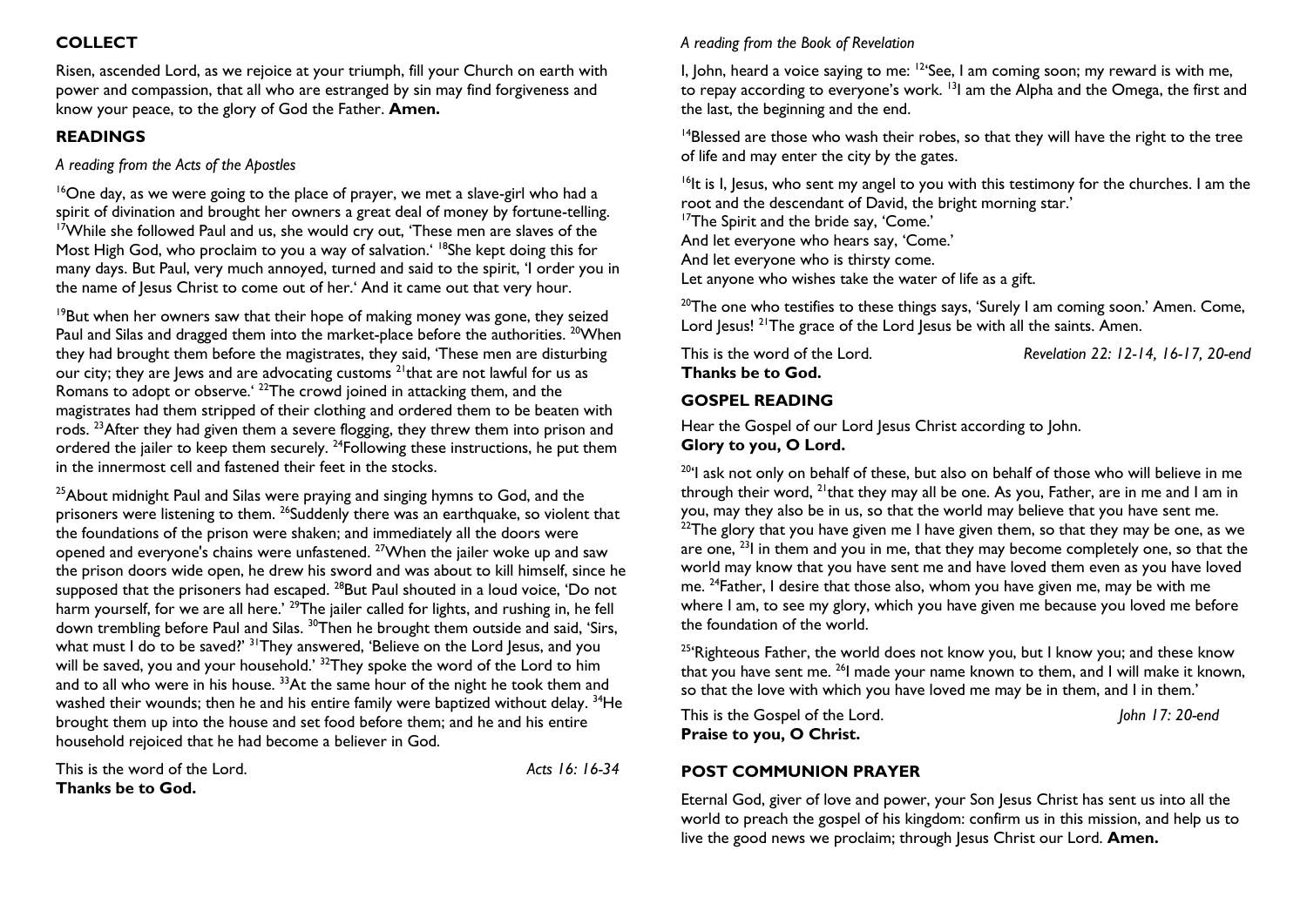## COLLECT

Risen, ascended Lord, as we rejoice at your triumph, fill your Church on earth with power and compassion, that all who are estranged by sin may find forgiveness and know your peace, to the glory of God the Father. **Amen.**

## READINGS

*A reading from the Acts of the Apostles*

[16]One day, as we were going to the place of prayer, we met a slave-girl who had a spirit of divination and brought her owners a great deal of money by fortune-telling. [17]While she followed Paul and us, she would cry out, 'These men are slaves of the Most High God, who proclaim to you a way of salvation.' [18]She kept doing this for many days. But Paul, very much annoyed, turned and said to the spirit, 'I order you in the name of Jesus Christ to come out of her.' And it came out that very hour.

[19]But when her owners saw that their hope of making money was gone, they seized Paul and Silas and dragged them into the market-place before the authorities. [20]When they had brought them before the magistrates, they said, 'These men are disturbing our city; they are Jews and are advocating customs [21]that are not lawful for us as Romans to adopt or observe.' [22]The crowd joined in attacking them, and the magistrates had them stripped of their clothing and ordered them to be beaten with rods. [23]After they had given them a severe flogging, they threw them into prison and ordered the jailer to keep them securely. [24]Following these instructions, he put them in the innermost cell and fastened their feet in the stocks.

[25]About midnight Paul and Silas were praying and singing hymns to God, and the prisoners were listening to them. [26]Suddenly there was an earthquake, so violent that the foundations of the prison were shaken; and immediately all the doors were opened and everyone's chains were unfastened. [27]When the jailer woke up and saw the prison doors wide open, he drew his sword and was about to kill himself, since he supposed that the prisoners had escaped. [28]But Paul shouted in a loud voice, 'Do not harm yourself, for we are all here.' [29]The jailer called for lights, and rushing in, he fell down trembling before Paul and Silas. [30]Then he brought them outside and said, 'Sirs, what must I do to be saved?' [31]They answered, 'Believe on the Lord Jesus, and you will be saved, you and your household.' [32]They spoke the word of the Lord to him and to all who were in his house. [33]At the same hour of the night he took them and washed their wounds; then he and his entire family were baptized without delay. [34]He brought them up into the house and set food before them; and he and his entire household rejoiced that he had become a believer in God.

This is the word of the Lord. *Acts 16: 16-34*
**Thanks be to God.**

*A reading from the Book of Revelation*

I, John, heard a voice saying to me: [12]'See, I am coming soon; my reward is with me, to repay according to everyone's work. [13]I am the Alpha and the Omega, the first and the last, the beginning and the end.

[14]Blessed are those who wash their robes, so that they will have the right to the tree of life and may enter the city by the gates.

[16]It is I, Jesus, who sent my angel to you with this testimony for the churches. I am the root and the descendant of David, the bright morning star.'
[17]The Spirit and the bride say, 'Come.'
And let everyone who hears say, 'Come.'
And let everyone who is thirsty come.
Let anyone who wishes take the water of life as a gift.

[20]The one who testifies to these things says, 'Surely I am coming soon.' Amen. Come, Lord Jesus! [21]The grace of the Lord Jesus be with all the saints. Amen.

This is the word of the Lord. *Revelation 22: 12-14, 16-17, 20-end*
**Thanks be to God.**

## GOSPEL READING

Hear the Gospel of our Lord Jesus Christ according to John.
**Glory to you, O Lord.**

[20]'I ask not only on behalf of these, but also on behalf of those who will believe in me through their word, [21]that they may all be one. As you, Father, are in me and I am in you, may they also be in us, so that the world may believe that you have sent me. [22]The glory that you have given me I have given them, so that they may be one, as we are one, [23]I in them and you in me, that they may become completely one, so that the world may know that you have sent me and have loved them even as you have loved me. [24]Father, I desire that those also, whom you have given me, may be with me where I am, to see my glory, which you have given me because you loved me before the foundation of the world.

[25]'Righteous Father, the world does not know you, but I know you; and these know that you have sent me. [26]I made your name known to them, and I will make it known, so that the love with which you have loved me may be in them, and I in them.'

This is the Gospel of the Lord. *John 17: 20-end*
**Praise to you, O Christ.**

## POST COMMUNION PRAYER

Eternal God, giver of love and power, your Son Jesus Christ has sent us into all the world to preach the gospel of his kingdom: confirm us in this mission, and help us to live the good news we proclaim; through Jesus Christ our Lord. **Amen.**